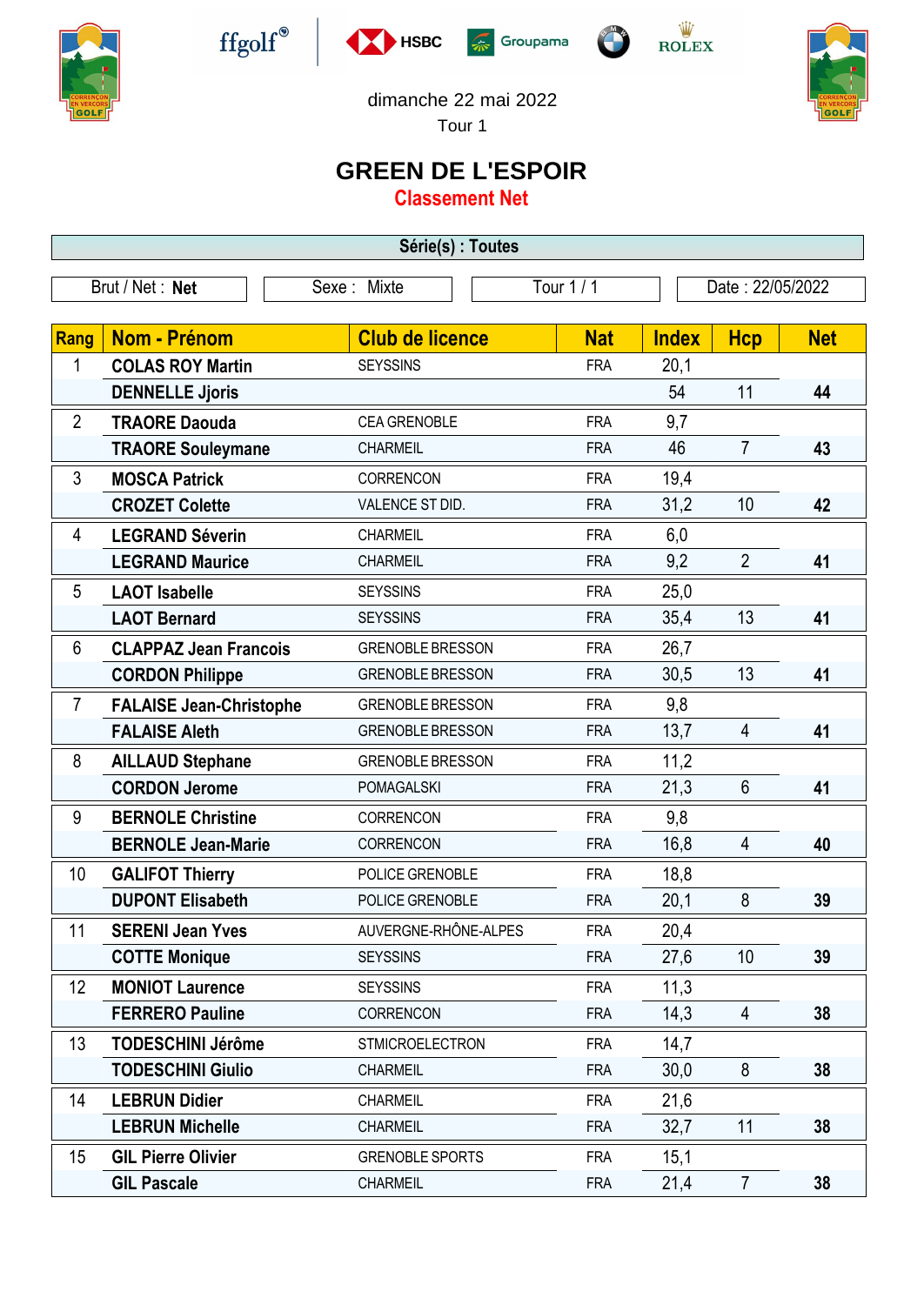dimanche 22 mai 2022

Tour 1

# GREEN DE L'ESPOIR

## Classement Net

**Série(s) : Toutes**

| Brut / Net : **Net** | Sexe : Mixte | Tour 1 / 1 | Date : 22/05/2022 |
|---|---|---|---|

| Rang | Nom - Prénom | Club de licence | Nat | Index | Hcp | Net |
|---|---|---|---|---|---|---|
| 1 | **COLAS ROY Martin** | SEYSSINS | FRA | 20,1 | | |
| | **DENNELLE Jjoris** | | | 54 | 11 | **44** |
| 2 | **TRAORE Daouda** | CEA GRENOBLE | FRA | 9,7 | | |
| | **TRAORE Souleymane** | CHARMEIL | FRA | 46 | 7 | **43** |
| 3 | **MOSCA Patrick** | CORRENCON | FRA | 19,4 | | |
| | **CROZET Colette** | VALENCE ST DID. | FRA | 31,2 | 10 | **42** |
| 4 | **LEGRAND Séverin** | CHARMEIL | FRA | 6,0 | | |
| | **LEGRAND Maurice** | CHARMEIL | FRA | 9,2 | 2 | **41** |
| 5 | **LAOT Isabelle** | SEYSSINS | FRA | 25,0 | | |
| | **LAOT Bernard** | SEYSSINS | FRA | 35,4 | 13 | **41** |
| 6 | **CLAPPAZ Jean Francois** | GRENOBLE BRESSON | FRA | 26,7 | | |
| | **CORDON Philippe** | GRENOBLE BRESSON | FRA | 30,5 | 13 | **41** |
| 7 | **FALAISE Jean-Christophe** | GRENOBLE BRESSON | FRA | 9,8 | | |
| | **FALAISE Aleth** | GRENOBLE BRESSON | FRA | 13,7 | 4 | **41** |
| 8 | **AILLAUD Stephane** | GRENOBLE BRESSON | FRA | 11,2 | | |
| | **CORDON Jerome** | POMAGALSKI | FRA | 21,3 | 6 | **41** |
| 9 | **BERNOLE Christine** | CORRENCON | FRA | 9,8 | | |
| | **BERNOLE Jean-Marie** | CORRENCON | FRA | 16,8 | 4 | **40** |
| 10 | **GALIFOT Thierry** | POLICE GRENOBLE | FRA | 18,8 | | |
| | **DUPONT Elisabeth** | POLICE GRENOBLE | FRA | 20,1 | 8 | **39** |
| 11 | **SERENI Jean Yves** | AUVERGNE-RHÔNE-ALPES | FRA | 20,4 | | |
| | **COTTE Monique** | SEYSSINS | FRA | 27,6 | 10 | **39** |
| 12 | **MONIOT Laurence** | SEYSSINS | FRA | 11,3 | | |
| | **FERRERO Pauline** | CORRENCON | FRA | 14,3 | 4 | **38** |
| 13 | **TODESCHINI Jérôme** | STMICROELECTRON | FRA | 14,7 | | |
| | **TODESCHINI Giulio** | CHARMEIL | FRA | 30,0 | 8 | **38** |
| 14 | **LEBRUN Didier** | CHARMEIL | FRA | 21,6 | | |
| | **LEBRUN Michelle** | CHARMEIL | FRA | 32,7 | 11 | **38** |
| 15 | **GIL Pierre Olivier** | GRENOBLE SPORTS | FRA | 15,1 | | |
| | **GIL Pascale** | CHARMEIL | FRA | 21,4 | 7 | **38** |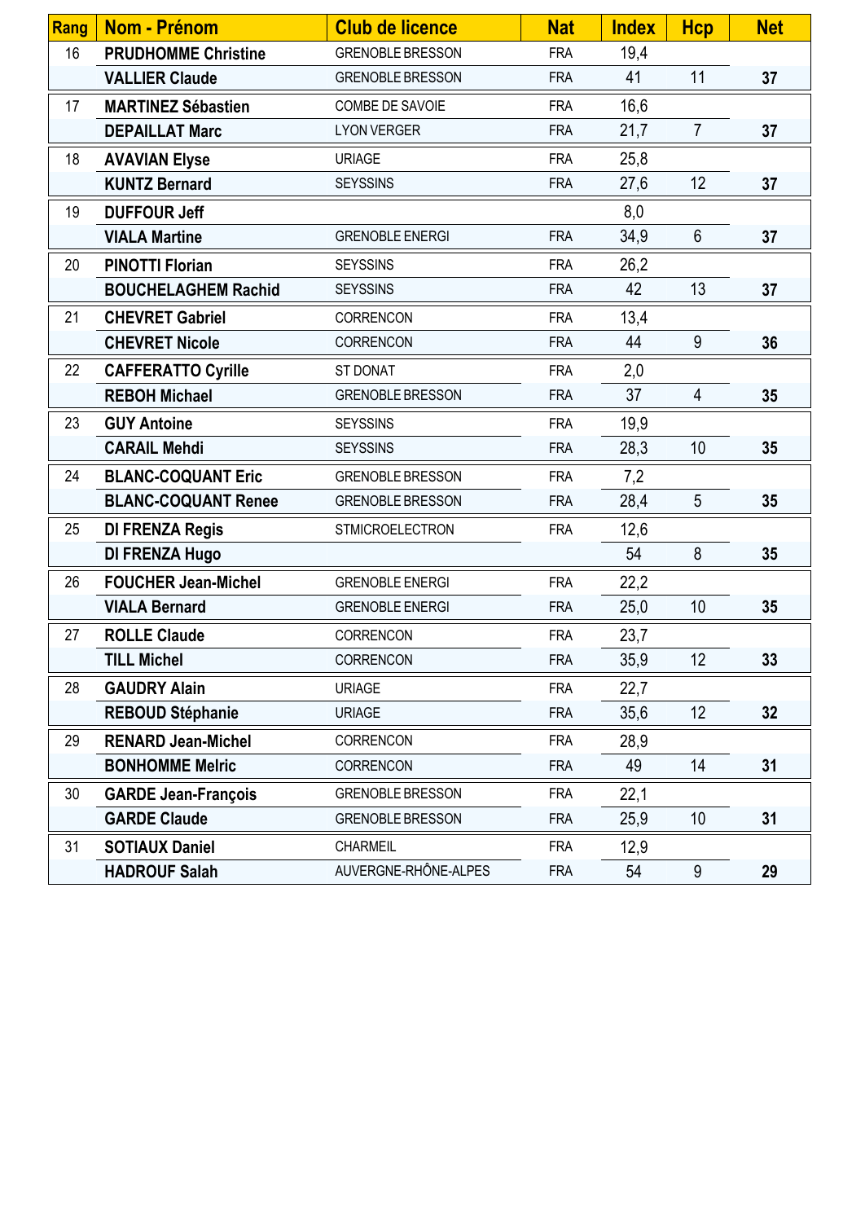| Rang | Nom - Prénom | Club de licence | Nat | Index | Hcp | Net |
|---|---|---|---|---|---|---|
| 16 | **PRUDHOMME Christine** | GRENOBLE BRESSON | FRA | 19,4 | | |
| | **VALLIER Claude** | GRENOBLE BRESSON | FRA | 41 | 11 | **37** |
| 17 | **MARTINEZ Sébastien** | COMBE DE SAVOIE | FRA | 16,6 | | |
| | **DEPAILLAT Marc** | LYON VERGER | FRA | 21,7 | 7 | **37** |
| 18 | **AVAVIAN Elyse** | URIAGE | FRA | 25,8 | | |
| | **KUNTZ Bernard** | SEYSSINS | FRA | 27,6 | 12 | **37** |
| 19 | **DUFFOUR Jeff** | | | 8,0 | | |
| | **VIALA Martine** | GRENOBLE ENERGI | FRA | 34,9 | 6 | **37** |
| 20 | **PINOTTI Florian** | SEYSSINS | FRA | 26,2 | | |
| | **BOUCHELAGHEM Rachid** | SEYSSINS | FRA | 42 | 13 | **37** |
| 21 | **CHEVRET Gabriel** | CORRENCON | FRA | 13,4 | | |
| | **CHEVRET Nicole** | CORRENCON | FRA | 44 | 9 | **36** |
| 22 | **CAFFERATTO Cyrille** | ST DONAT | FRA | 2,0 | | |
| | **REBOH Michael** | GRENOBLE BRESSON | FRA | 37 | 4 | **35** |
| 23 | **GUY Antoine** | SEYSSINS | FRA | 19,9 | | |
| | **CARAIL Mehdi** | SEYSSINS | FRA | 28,3 | 10 | **35** |
| 24 | **BLANC-COQUANT Eric** | GRENOBLE BRESSON | FRA | 7,2 | | |
| | **BLANC-COQUANT Renee** | GRENOBLE BRESSON | FRA | 28,4 | 5 | **35** |
| 25 | **DI FRENZA Regis** | STMICROELECTRON | FRA | 12,6 | | |
| | **DI FRENZA Hugo** | | | 54 | 8 | **35** |
| 26 | **FOUCHER Jean-Michel** | GRENOBLE ENERGI | FRA | 22,2 | | |
| | **VIALA Bernard** | GRENOBLE ENERGI | FRA | 25,0 | 10 | **35** |
| 27 | **ROLLE Claude** | CORRENCON | FRA | 23,7 | | |
| | **TILL Michel** | CORRENCON | FRA | 35,9 | 12 | **33** |
| 28 | **GAUDRY Alain** | URIAGE | FRA | 22,7 | | |
| | **REBOUD Stéphanie** | URIAGE | FRA | 35,6 | 12 | **32** |
| 29 | **RENARD Jean-Michel** | CORRENCON | FRA | 28,9 | | |
| | **BONHOMME Melric** | CORRENCON | FRA | 49 | 14 | **31** |
| 30 | **GARDE Jean-François** | GRENOBLE BRESSON | FRA | 22,1 | | |
| | **GARDE Claude** | GRENOBLE BRESSON | FRA | 25,9 | 10 | **31** |
| 31 | **SOTIAUX Daniel** | CHARMEIL | FRA | 12,9 | | |
| | **HADROUF Salah** | AUVERGNE-RHÔNE-ALPES | FRA | 54 | 9 | **29** |